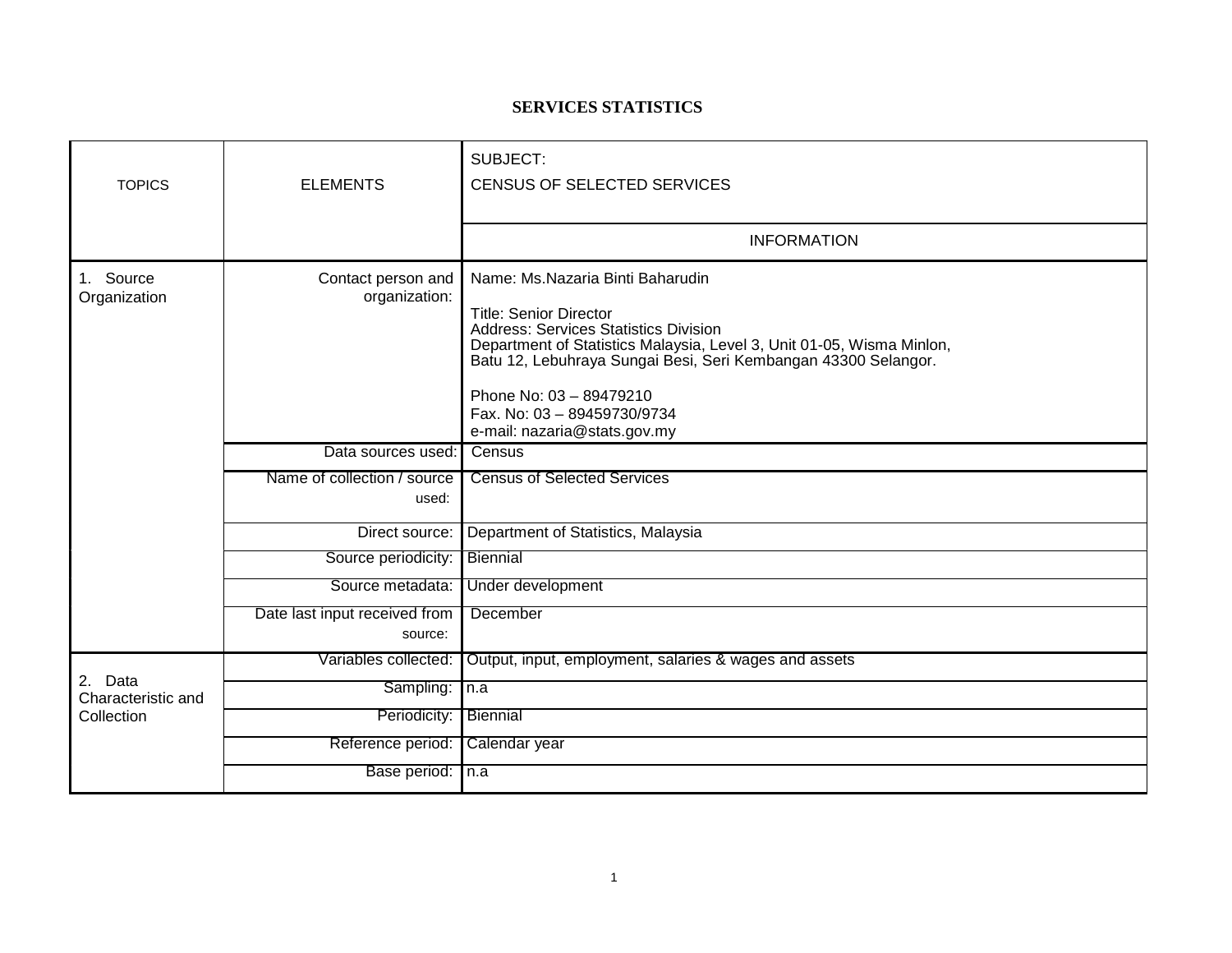# SERVICES STATISTICS

| TOPICS | ELEMENTS | SUBJECT: CENSUS OF SELECTED SERVICES |
|---|---|---|
| | | INFORMATION |
| 1. Source Organization | Contact person and organization: | Name: Ms.Nazaria Binti Baharudin<br><br>Title: Senior Director<br>Address: Services Statistics Division<br>Department of Statistics Malaysia, Level 3, Unit 01-05, Wisma Minlon, Batu 12, Lebuhraya Sungai Besi, Seri Kembangan 43300 Selangor.<br><br>Phone No: 03 – 89479210<br>Fax. No: 03 – 89459730/9734<br>e-mail: nazaria@stats.gov.my |
| | Data sources used: | Census |
| | Name of collection / source used: | Census of Selected Services |
| | Direct source: | Department of Statistics, Malaysia |
| | Source periodicity: | Biennial |
| | Source metadata: | Under development |
| | Date last input received from source: | December |
| 2. Data Characteristic and Collection | Variables collected: | Output, input, employment, salaries & wages and assets |
| | Sampling: | n.a |
| | Periodicity: | Biennial |
| | Reference period: | Calendar year |
| | Base period: | n.a |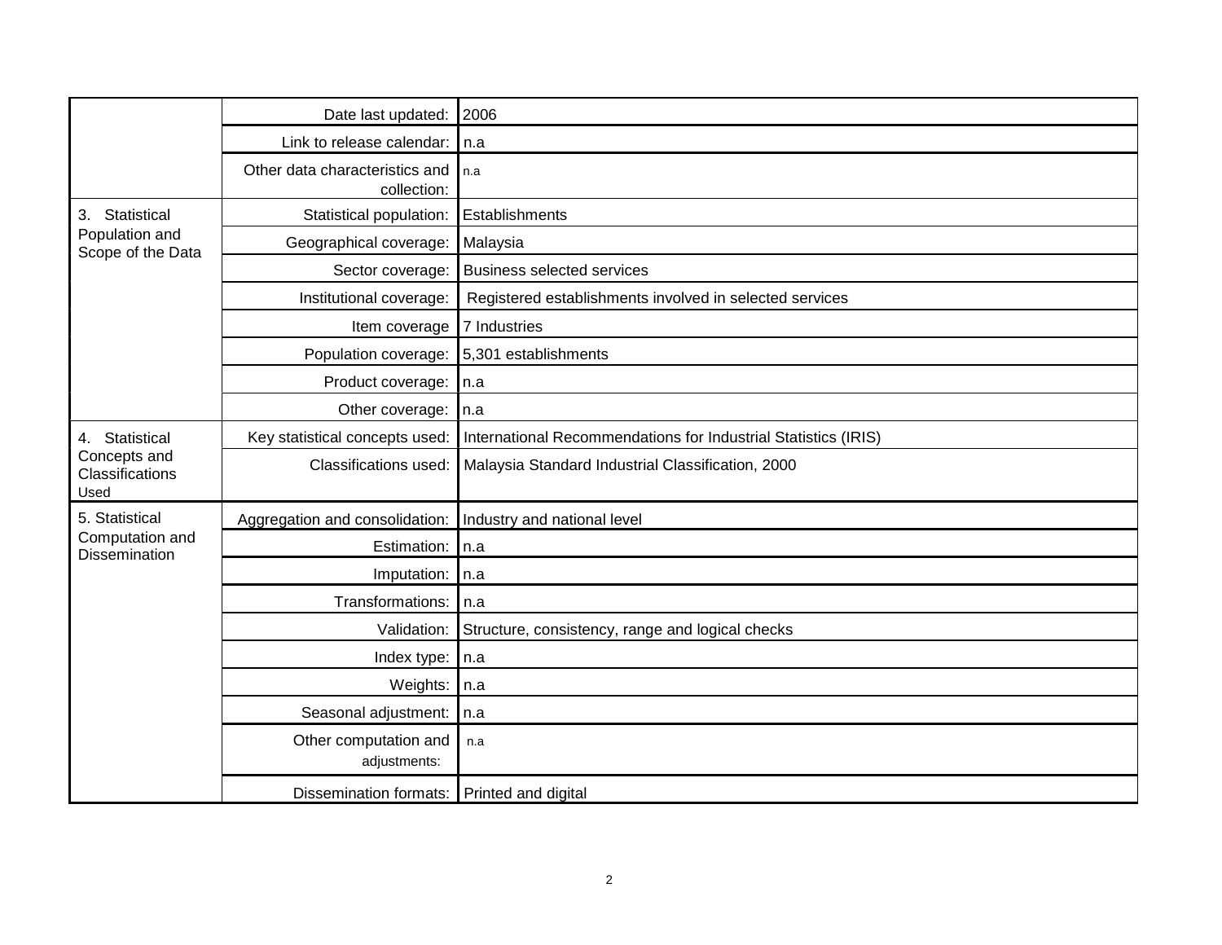| | | |
|---|---|---|
| | Date last updated: | 2006 |
| | Link to release calendar: | n.a |
| | Other data characteristics and collection: | n.a |
| 3. Statistical Population and Scope of the Data | Statistical population: | Establishments |
| | Geographical coverage: | Malaysia |
| | Sector coverage: | Business selected services |
| | Institutional coverage: | Registered establishments involved in selected services |
| | Item coverage | 7 Industries |
| | Population coverage: | 5,301 establishments |
| | Product coverage: | n.a |
| | Other coverage: | n.a |
| 4. Statistical Concepts and Classifications Used | Key statistical concepts used: | International Recommendations for Industrial Statistics (IRIS) |
| | Classifications used: | Malaysia Standard Industrial Classification, 2000 |
| 5. Statistical Computation and Dissemination | Aggregation and consolidation: | Industry and national level |
| | Estimation: | n.a |
| | Imputation: | n.a |
| | Transformations: | n.a |
| | Validation: | Structure, consistency, range and logical checks |
| | Index type: | n.a |
| | Weights: | n.a |
| | Seasonal adjustment: | n.a |
| | Other computation and adjustments: | n.a |
| | Dissemination formats: | Printed and digital |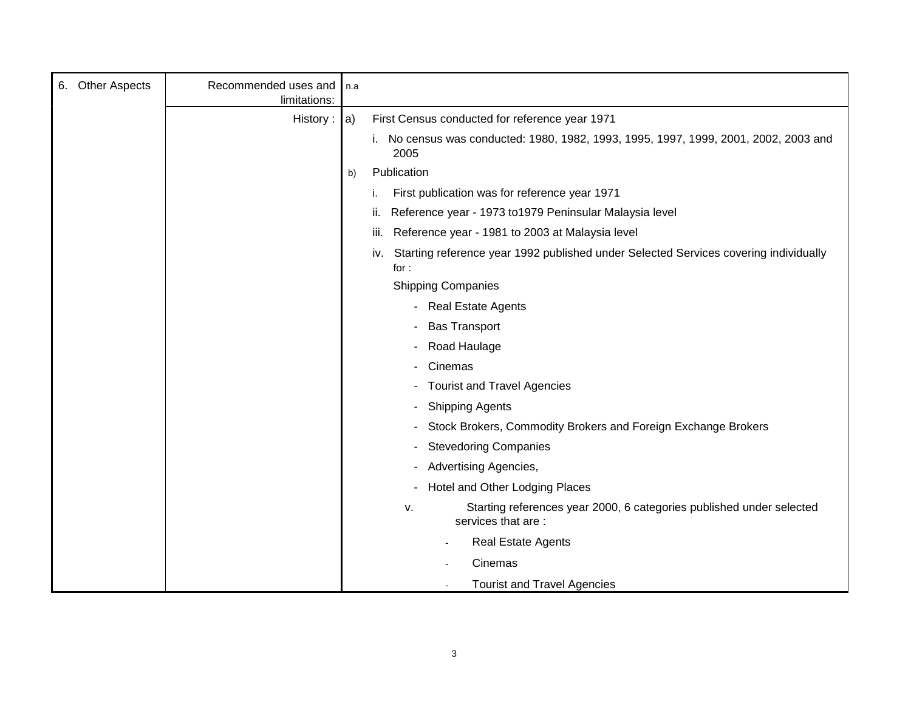| 6. Other Aspects | Recommended uses and limitations: | n.a |
| --- | --- | --- |
| | History : | a) First Census conducted for reference year 1971<br>i. No census was conducted: 1980, 1982, 1993, 1995, 1997, 1999, 2001, 2002, 2003 and 2005<br>b) Publication<br>i. First publication was for reference year 1971<br>ii. Reference year - 1973 to1979 Peninsular Malaysia level<br>iii. Reference year - 1981 to 2003 at Malaysia level<br>iv. Starting reference year 1992 published under Selected Services covering individually for :<br>Shipping Companies<br>- Real Estate Agents<br>- Bas Transport<br>- Road Haulage<br>- Cinemas<br>- Tourist and Travel Agencies<br>- Shipping Agents<br>- Stock Brokers, Commodity Brokers and Foreign Exchange Brokers<br>- Stevedoring Companies<br>- Advertising Agencies,<br>- Hotel and Other Lodging Places<br>v. Starting references year 2000, 6 categories published under selected services that are :<br>- Real Estate Agents<br>- Cinemas<br>- Tourist and Travel Agencies |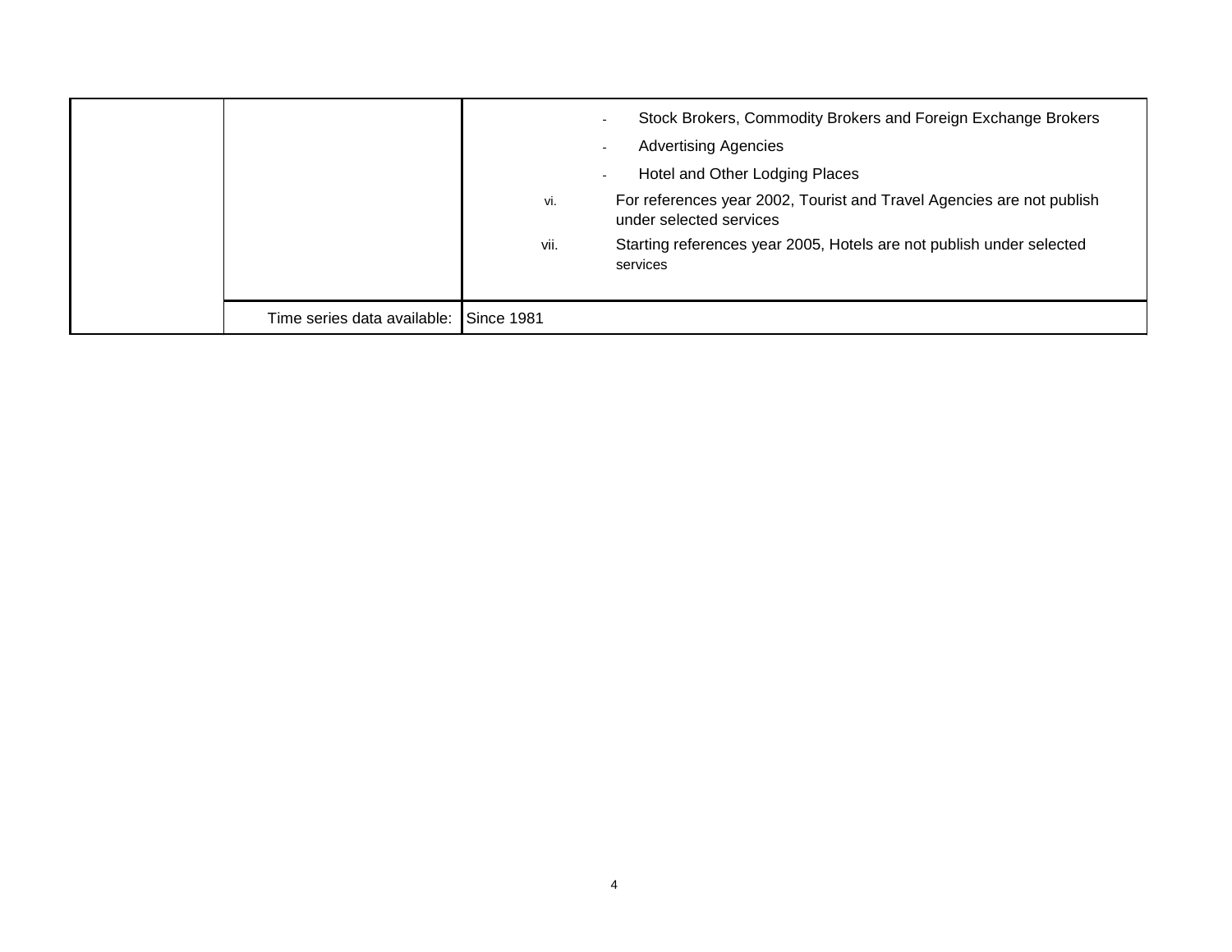| | | |
|---|---|---|
| | | - Stock Brokers, Commodity Brokers and Foreign Exchange Brokers<br>- Advertising Agencies<br>- Hotel and Other Lodging Places<br>vi. For references year 2002, Tourist and Travel Agencies are not publish under selected services<br>vii. Starting references year 2005, Hotels are not publish under selected services |
| | Time series data available: | Since 1981 |